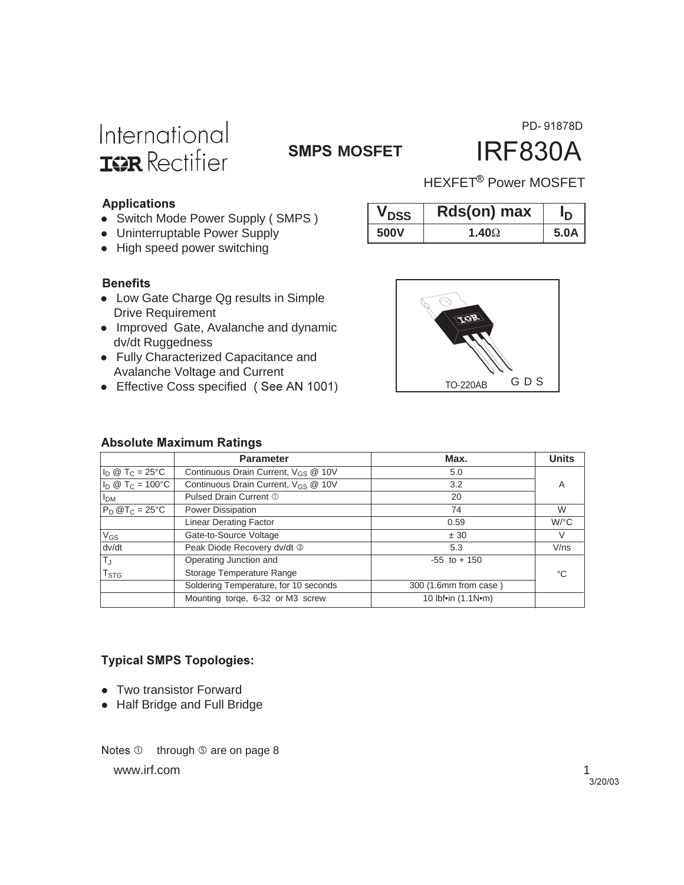International
IOR Rectifier

PD- 91878D

**SMPS MOSFET**

# IRF830A

HEXFET® Power MOSFET

### Applications

- Switch Mode Power Supply ( SMPS )
- Uninterruptable Power Supply
- High speed power switching

| $V_{DSS}$ | Rds(on) max | $I_D$ |
|---|---|---|
| 500V | 1.40Ω | 5.0A |

### Benefits

- Low Gate Charge Qg results in Simple Drive Requirement
- Improved Gate, Avalanche and dynamic dv/dt Ruggedness
- Fully Characterized Capacitance and Avalanche Voltage and Current
- Effective Coss specified ( See AN 1001)

TO-220AB G D S

### Absolute Maximum Ratings

| | Parameter | Max. | Units |
|---|---|---|---|
| $I_D$ @ $T_C$ = 25°C | Continuous Drain Current, $V_{GS}$ @ 10V | 5.0 | A |
| $I_D$ @ $T_C$ = 100°C | Continuous Drain Current, $V_{GS}$ @ 10V | 3.2 | |
| $I_{DM}$ | Pulsed Drain Current ① | 20 | |
| $P_D$ @$T_C$ = 25°C | Power Dissipation | 74 | W |
| | Linear Derating Factor | 0.59 | W/°C |
| $V_{GS}$ | Gate-to-Source Voltage | ± 30 | V |
| dv/dt | Peak Diode Recovery dv/dt ③ | 5.3 | V/ns |
| $T_J$ | Operating Junction and | -55 to + 150 | °C |
| $T_{STG}$ | Storage Temperature Range | | |
| | Soldering Temperature, for 10 seconds | 300 (1.6mm from case ) | |
| | Mounting torqe, 6-32 or M3 screw | 10 lbf•in (1.1N•m) | |

### Typical SMPS Topologies:

- Two transistor Forward
- Half Bridge and Full Bridge

Notes ① through ⑤ are on page 8

www.irf.com

3/20/03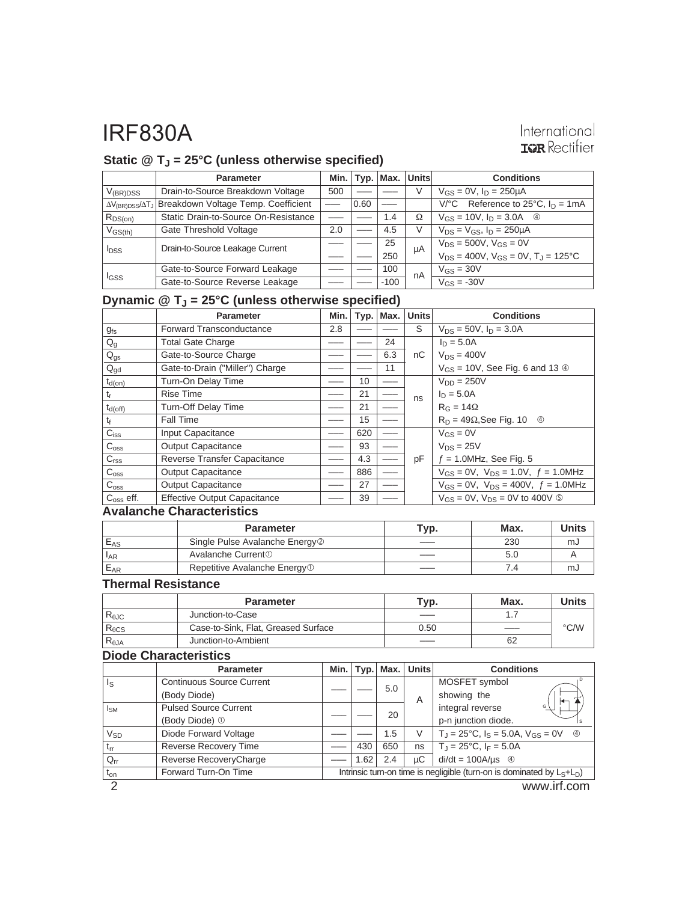### Static @ $T_J$ = 25°C (unless otherwise specified)

| | Parameter | Min. | Typ. | Max. | Units | Conditions |
|---|---|---|---|---|---|---|
| $V_{(BR)DSS}$ | Drain-to-Source Breakdown Voltage | 500 | —— | —— | V | $V_{GS}$ = 0V, $I_D$ = 250μA |
| $\Delta V_{(BR)DSS}/\Delta T_J$ | Breakdown Voltage Temp. Coefficient | —— | 0.60 | —— | V/°C | Reference to 25°C, $I_D$ = 1mA |
| $R_{DS(on)}$ | Static Drain-to-Source On-Resistance | —— | —— | 1.4 | Ω | $V_{GS}$ = 10V, $I_D$ = 3.0A ④ |
| $V_{GS(th)}$ | Gate Threshold Voltage | 2.0 | —— | 4.5 | V | $V_{DS}$ = $V_{GS}$, $I_D$ = 250μA |
| $I_{DSS}$ | Drain-to-Source Leakage Current | —— | —— | 25 | μA | $V_{DS}$ = 500V, $V_{GS}$ = 0V |
| | | —— | —— | 250 | | $V_{DS}$ = 400V, $V_{GS}$ = 0V, $T_J$ = 125°C |
| $I_{GSS}$ | Gate-to-Source Forward Leakage | —— | —— | 100 | nA | $V_{GS}$ = 30V |
| | Gate-to-Source Reverse Leakage | —— | —— | -100 | | $V_{GS}$ = -30V |

### Dynamic @ $T_J$ = 25°C (unless otherwise specified)

| | Parameter | Min. | Typ. | Max. | Units | Conditions |
|---|---|---|---|---|---|---|
| $g_{fs}$ | Forward Transconductance | 2.8 | —— | —— | S | $V_{DS}$ = 50V, $I_D$ = 3.0A |
| $Q_g$ | Total Gate Charge | —— | —— | 24 | | $I_D$ = 5.0A |
| $Q_{gs}$ | Gate-to-Source Charge | —— | —— | 6.3 | nC | $V_{DS}$ = 400V |
| $Q_{gd}$ | Gate-to-Drain ("Miller") Charge | —— | —— | 11 | | $V_{GS}$ = 10V, See Fig. 6 and 13 ④ |
| $t_{d(on)}$ | Turn-On Delay Time | —— | 10 | —— | | $V_{DD}$ = 250V |
| $t_r$ | Rise Time | —— | 21 | —— | ns | $I_D$ = 5.0A |
| $t_{d(off)}$ | Turn-Off Delay Time | —— | 21 | —— | | $R_G$ = 14Ω |
| $t_f$ | Fall Time | —— | 15 | —— | | $R_D$ = 49Ω,See Fig. 10 ④ |
| $C_{iss}$ | Input Capacitance | —— | 620 | —— | | $V_{GS}$ = 0V |
| $C_{oss}$ | Output Capacitance | —— | 93 | —— | | $V_{DS}$ = 25V |
| $C_{rss}$ | Reverse Transfer Capacitance | —— | 4.3 | —— | pF | $f$ = 1.0MHz, See Fig. 5 |
| $C_{oss}$ | Output Capacitance | —— | 886 | —— | | $V_{GS}$ = 0V, $V_{DS}$ = 1.0V, $f$ = 1.0MHz |
| $C_{oss}$ | Output Capacitance | —— | 27 | —— | | $V_{GS}$ = 0V, $V_{DS}$ = 400V, $f$ = 1.0MHz |
| $C_{oss}$ eff. | Effective Output Capacitance | —— | 39 | —— | | $V_{GS}$ = 0V, $V_{DS}$ = 0V to 400V ⑤ |

### Avalanche Characteristics

| | Parameter | Typ. | Max. | Units |
|---|---|---|---|---|
| $E_{AS}$ | Single Pulse Avalanche Energy② | —— | 230 | mJ |
| $I_{AR}$ | Avalanche Current① | —— | 5.0 | A |
| $E_{AR}$ | Repetitive Avalanche Energy① | —— | 7.4 | mJ |

### Thermal Resistance

| | Parameter | Typ. | Max. | Units |
|---|---|---|---|---|
| $R_{\theta JC}$ | Junction-to-Case | —— | 1.7 | |
| $R_{\theta CS}$ | Case-to-Sink, Flat, Greased Surface | 0.50 | —— | °C/W |
| $R_{\theta JA}$ | Junction-to-Ambient | —— | 62 | |

### Diode Characteristics

| | Parameter | Min. | Typ. | Max. | Units | Conditions |
|---|---|---|---|---|---|---|
| $I_S$ | Continuous Source Current (Body Diode) | —— | —— | 5.0 | A | MOSFET symbol showing the |
| $I_{SM}$ | Pulsed Source Current (Body Diode) ① | —— | —— | 20 | | integral reverse p-n junction diode. |
| $V_{SD}$ | Diode Forward Voltage | —— | —— | 1.5 | V | $T_J$ = 25°C, $I_S$ = 5.0A, $V_{GS}$ = 0V ④ |
| $t_{rr}$ | Reverse Recovery Time | —— | 430 | 650 | ns | $T_J$ = 25°C, $I_F$ = 5.0A |
| $Q_{rr}$ | Reverse RecoveryCharge | —— | 1.62 | 2.4 | μC | di/dt = 100A/μs ④ |
| $t_{on}$ | Forward Turn-On Time | Intrinsic turn-on time is negligible (turn-on is dominated by $L_S$+$L_D$) | | | | |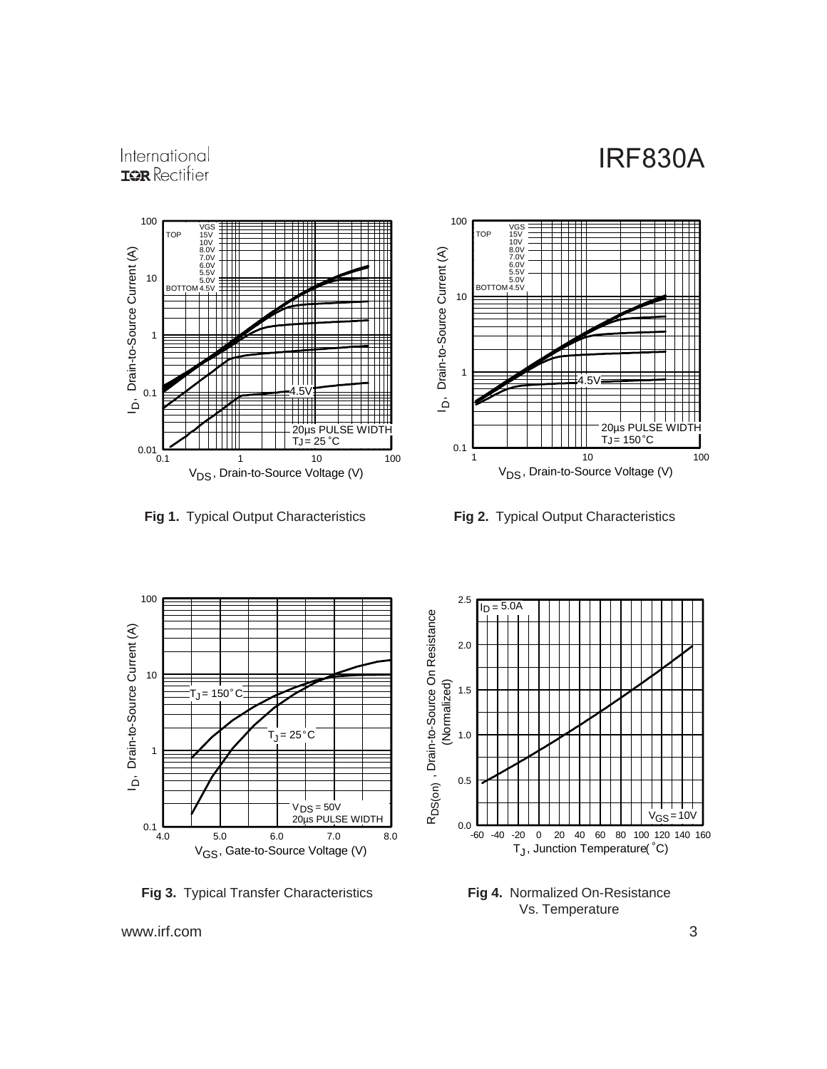Fig 1 chart text:

VGS
TOP 15V
10V
8.0V
7.0V
6.0V
5.5V
5.0V
BOTTOM 4.5V

4.5V

20µs PULSE WIDTH
TJ = 25 °C

$I_D$, Drain-to-Source Current (A)

$V_{DS}$, Drain-to-Source Voltage (V)

100
10
1
0.1
0.01

0.1
1
10
100

**Fig 1.** Typical Output Characteristics

Fig 2 chart text:

VGS
TOP 15V
10V
8.0V
7.0V
6.0V
5.5V
5.0V
BOTTOM 4.5V

4.5V

20µs PULSE WIDTH
TJ = 150 °C

$I_D$, Drain-to-Source Current (A)

$V_{DS}$, Drain-to-Source Voltage (V)

100
10
1
0.1

1
10
100

**Fig 2.** Typical Output Characteristics

Fig 3 chart text:

$T_J = 150°C$

$T_J = 25°C$

$V_{DS} = 50V$
20µs PULSE WIDTH

$I_D$, Drain-to-Source Current (A)

$V_{GS}$, Gate-to-Source Voltage (V)

100
10
1
0.1

4.0
5.0
6.0
7.0
8.0

**Fig 3.** Typical Transfer Characteristics

Fig 4 chart text:

$I_D = 5.0A$

$V_{GS} = 10V$

$R_{DS(on)}$, Drain-to-Source On Resistance (Normalized)

$T_J$, Junction Temperature (°C)

2.5
2.0
1.5
1.0
0.5
0.0

-60 -40 -20 0 20 40 60 80 100 120 140 160

**Fig 4.** Normalized On-Resistance Vs. Temperature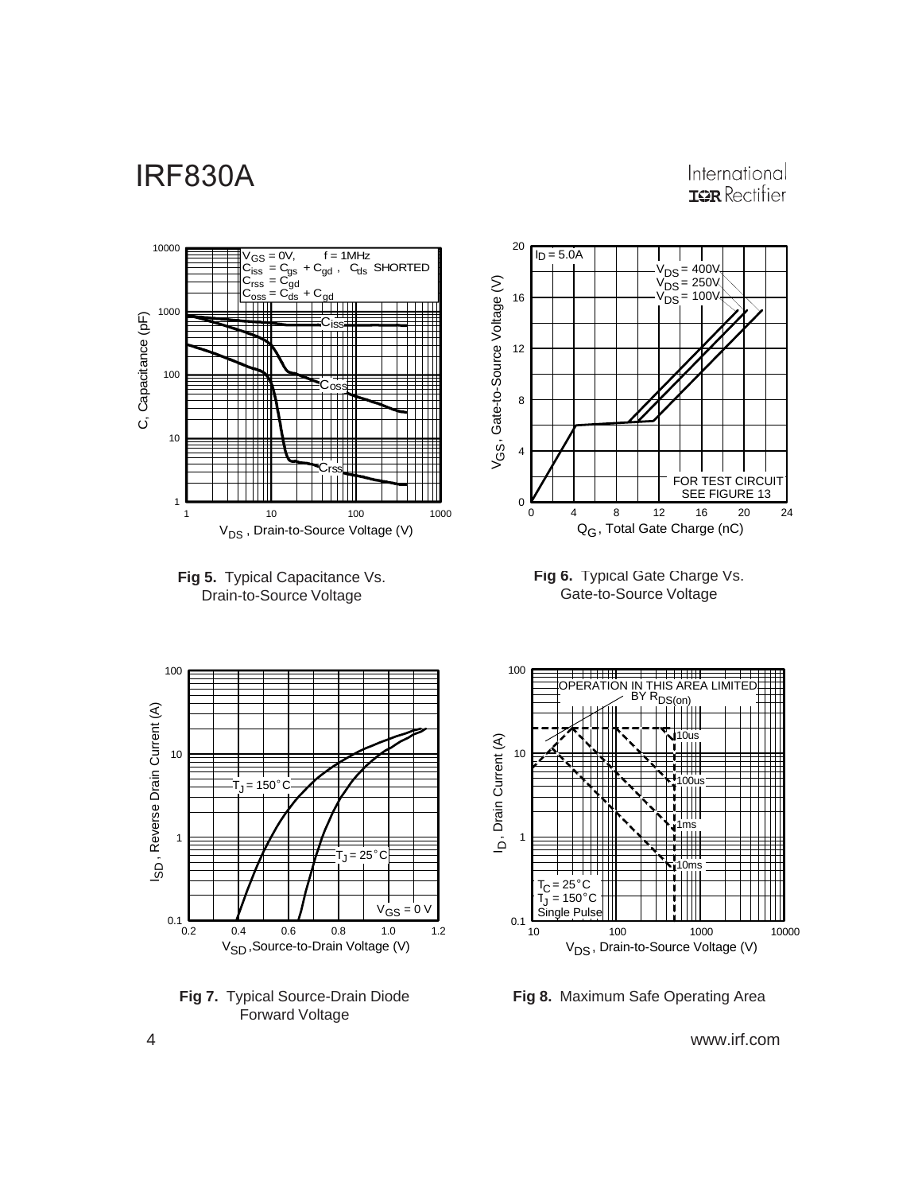**Fig 5.** Typical Capacitance Vs. Drain-to-Source Voltage

**Fig 6.** Typical Gate Charge Vs. Gate-to-Source Voltage

**Fig 7.** Typical Source-Drain Diode Forward Voltage

**Fig 8.** Maximum Safe Operating Area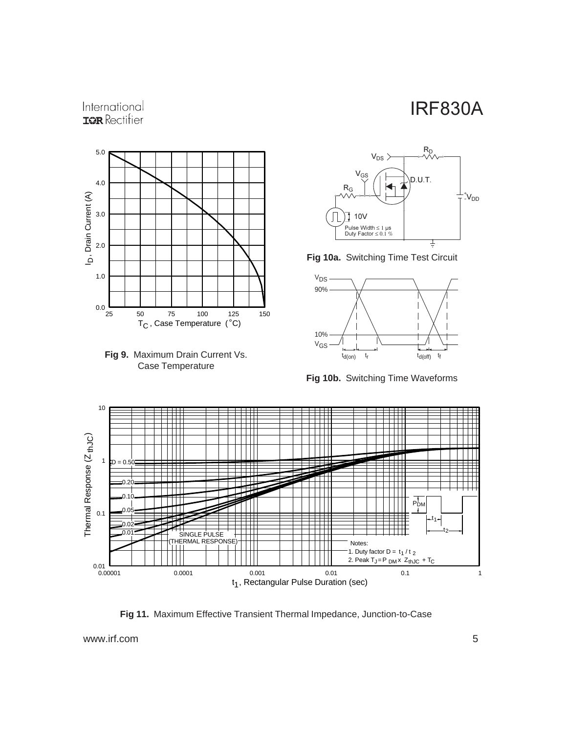5.0

4.0

3.0

2.0

1.0

0.0

25 50 75 100 125 150

$I_D$ , Drain Current (A)

$T_C$ , Case Temperature (°C)

**Fig 9.** Maximum Drain Current Vs. Case Temperature

$V_{DS}$

$R_D$

$V_{GS}$

D.U.T.

$R_G$

$V_{DD}$

10V

Pulse Width ≤ 1 µs
Duty Factor ≤ 0.1 %

**Fig 10a.** Switching Time Test Circuit

$V_{DS}$

90%

10%

$V_{GS}$

$t_{d(on)}$ $t_r$ $t_{d(off)}$ $t_f$

**Fig 10b.** Switching Time Waveforms

10

1

0.1

0.01

0.00001 0.0001 0.001 0.01 0.1 1

Thermal Response ($Z_{thJC}$)

$t_1$, Rectangular Pulse Duration (sec)

D = 0.50

0.20

0.10

0.05

0.02

0.01

SINGLE PULSE
(THERMAL RESPONSE)

$P_{DM}$

$t_1$

$t_2$

Notes:
1. Duty factor D = $t_1$ / $t_2$
2. Peak $T_J = P_{DM} \times Z_{thJC} + T_C$

**Fig 11.** Maximum Effective Transient Thermal Impedance, Junction-to-Case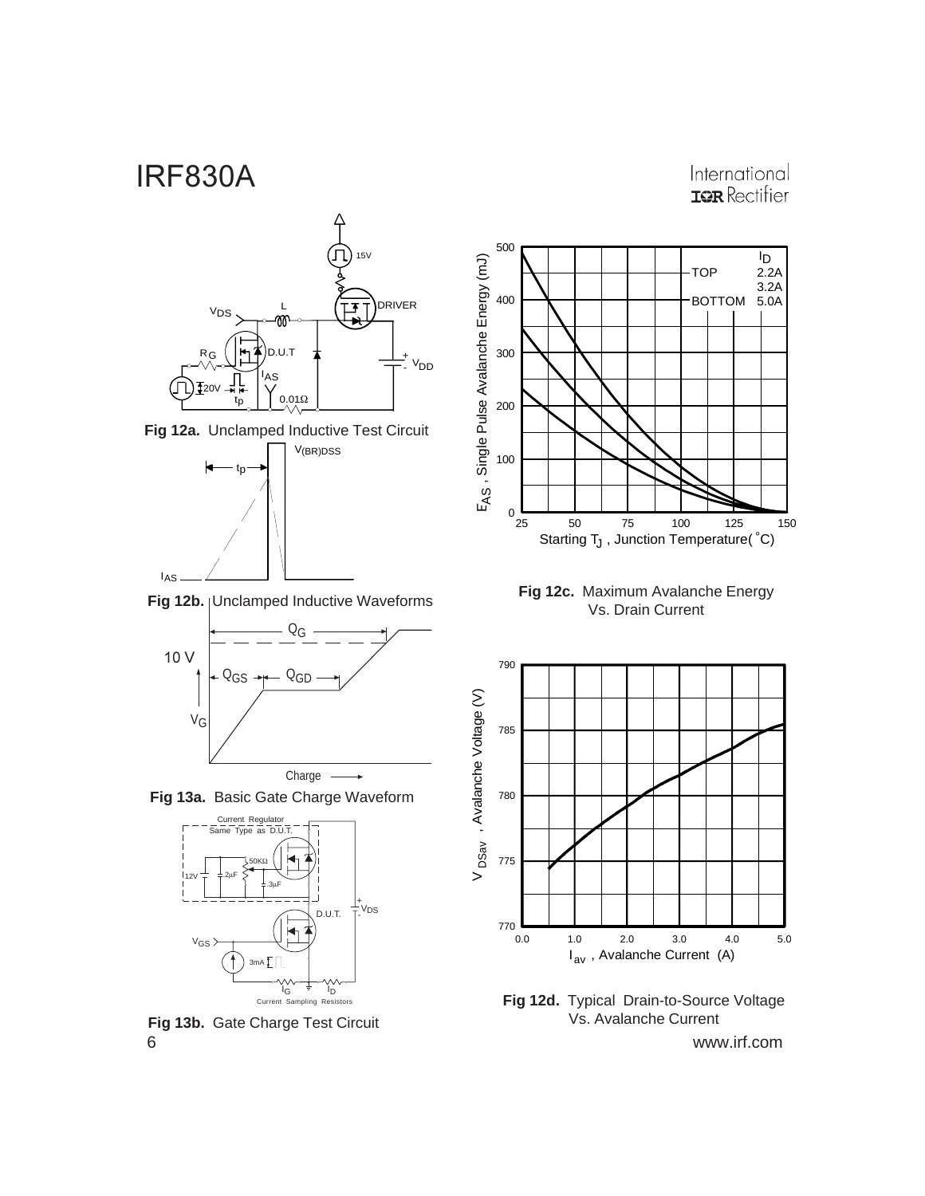15V

DRIVER

L

$V_{DS}$

$R_G$

D.U.T

$I_{AS}$

20V

$t_p$

0.01Ω

$V_{DD}$

**Fig 12a.** Unclamped Inductive Test Circuit

$V_{(BR)DSS}$

$t_p$

$I_{AS}$

**Fig 12b.** Unclamped Inductive Waveforms

$Q_G$

10 V

$Q_{GS}$

$Q_{GD}$

$V_G$

Charge

**Fig 13a.** Basic Gate Charge Waveform

Current Regulator
Same Type as D.U.T.

50KΩ

12V

.2μF

.3μF

D.U.T.

$V_{DS}$

$V_{GS}$

3mA

$I_G$

$I_D$

Current Sampling Resistors

**Fig 13b.** Gate Charge Test Circuit

$E_{AS}$ , Single Pulse Avalanche Energy (mJ)

500
400
300
200
100
0

25 50 75 100 125 150

Starting $T_J$ , Junction Temperature( °C)

$I_D$

TOP 2.2A

3.2A

BOTTOM 5.0A

**Fig 12c.** Maximum Avalanche Energy Vs. Drain Current

$V_{DSav}$ , Avalanche Voltage (V)

790
785
780
775
770

0.0 1.0 2.0 3.0 4.0 5.0

$I_{av}$ , Avalanche Current (A)

**Fig 12d.** Typical Drain-to-Source Voltage Vs. Avalanche Current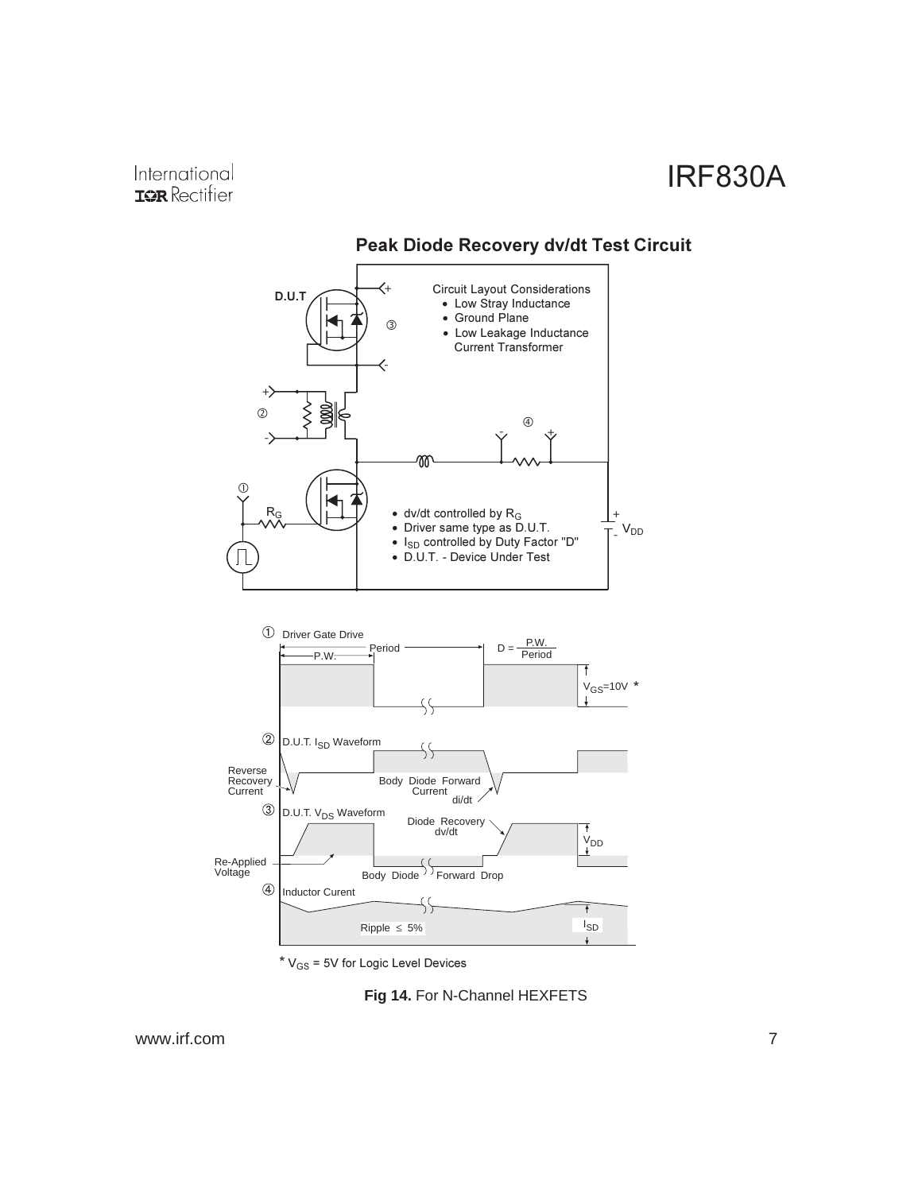## Peak Diode Recovery dv/dt Test Circuit

D.U.T

③

Circuit Layout Considerations
- Low Stray Inductance
- Ground Plane
- Low Leakage Inductance Current Transformer

②

④

①

$R_G$

- dv/dt controlled by $R_G$
- Driver same type as D.U.T.
- $I_{SD}$ controlled by Duty Factor "D"
- D.U.T. - Device Under Test

$V_{DD}$

① Driver Gate Drive

Period

P.W.

$D = \frac{P.W.}{Period}$

$V_{GS}$=10V *

② D.U.T. $I_{SD}$ Waveform

Reverse Recovery Current

Body Diode Forward Current

di/dt

③ D.U.T. $V_{DS}$ Waveform

Diode Recovery dv/dt

$V_{DD}$

Re-Applied Voltage

Body Diode Forward Drop

④ Inductor Curent

Ripple ≤ 5%

$I_{SD}$

* $V_{GS}$ = 5V for Logic Level Devices

**Fig 14.** For N-Channel HEXFETS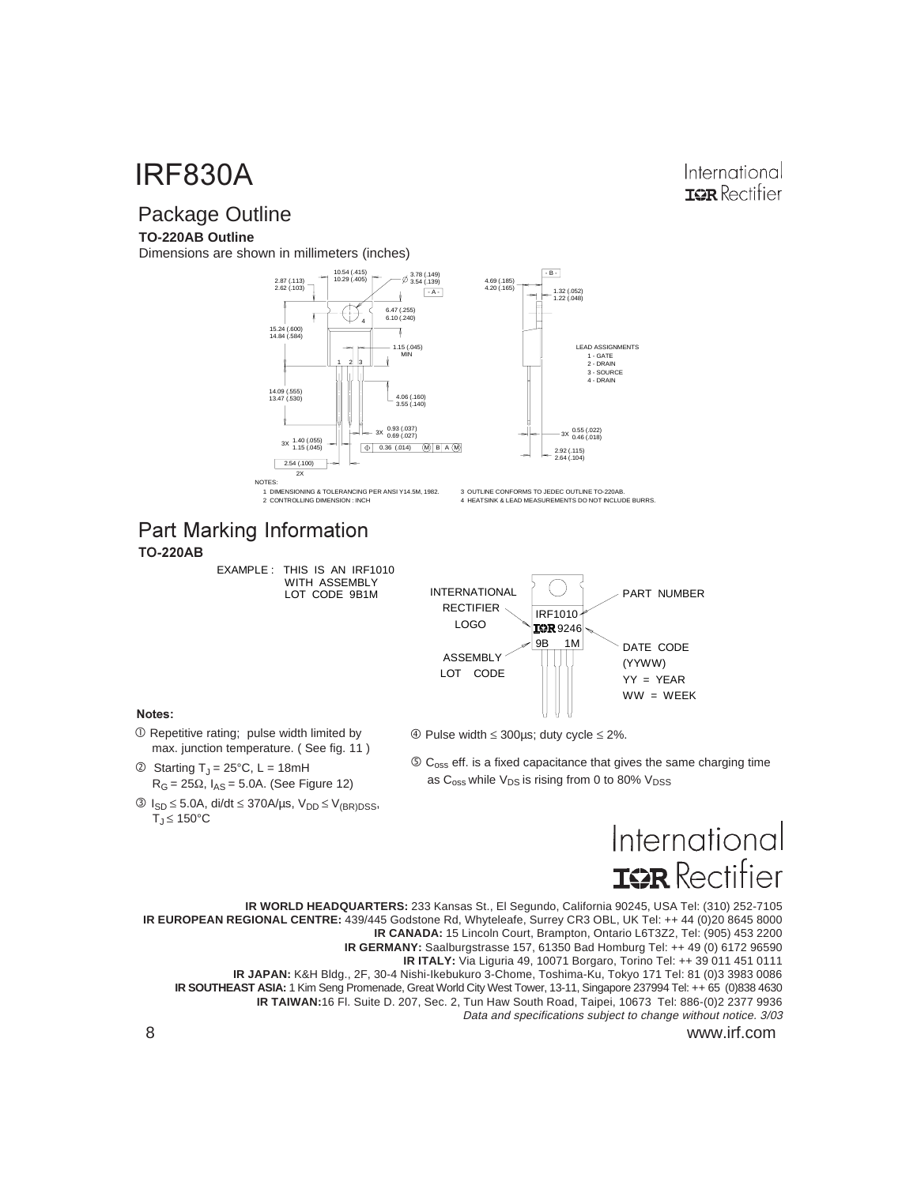# Package Outline

**TO-220AB Outline**

Dimensions are shown in millimeters (inches)

10.54 (.415)
10.29 (.405)
3.78 (.149)
3.54 (.139)
2.87 (.113)
2.62 (.103)
- A -
6.47 (.255)
6.10 (.240)
4
15.24 (.600)
14.84 (.584)
1.15 (.045)
MIN
1 2 3
14.09 (.555)
13.47 (.530)
4.06 (.160)
3.55 (.140)
3X 0.93 (.037)
0.69 (.027)
3X 1.40 (.055)
1.15 (.045)
0.36 (.014) M B A M
2.54 (.100)
2X
- B -
4.69 (.185)
4.20 (.165)
1.32 (.052)
1.22 (.048)
3X 0.55 (.022)
0.46 (.018)
2.92 (.115)
2.64 (.104)

LEAD ASSIGNMENTS
1 - GATE
2 - DRAIN
3 - SOURCE
4 - DRAIN

NOTES:

1 DIMENSIONING & TOLERANCING PER ANSI Y14.5M, 1982.
2 CONTROLLING DIMENSION : INCH
3 OUTLINE CONFORMS TO JEDEC OUTLINE TO-220AB.
4 HEATSINK & LEAD MEASUREMENTS DO NOT INCLUDE BURRS.

# Part Marking Information

**TO-220AB**

EXAMPLE : THIS IS AN IRF1010 WITH ASSEMBLY LOT CODE 9B1M

INTERNATIONAL RECTIFIER LOGO
PART NUMBER
IRF1010
IOR 9246
9B 1M
ASSEMBLY LOT CODE
DATE CODE (YYWW)
YY = YEAR
WW = WEEK

**Notes:**

① Repetitive rating; pulse width limited by max. junction temperature. ( See fig. 11 )

② Starting $T_J$ = 25°C, L = 18mH $R_G$ = 25Ω, $I_{AS}$ = 5.0A. (See Figure 12)

③ $I_{SD} \leq$ 5.0A, di/dt $\leq$ 370A/µs, $V_{DD} \leq V_{(BR)DSS}$, $T_J \leq$ 150°C

④ Pulse width $\leq$ 300µs; duty cycle $\leq$ 2%.

⑤ $C_{oss}$ eff. is a fixed capacitance that gives the same charging time as $C_{oss}$ while $V_{DS}$ is rising from 0 to 80% $V_{DSS}$

International IOR Rectifier

**IR WORLD HEADQUARTERS:** 233 Kansas St., El Segundo, California 90245, USA Tel: (310) 252-7105
**IR EUROPEAN REGIONAL CENTRE:** 439/445 Godstone Rd, Whyteleafe, Surrey CR3 OBL, UK Tel: ++ 44 (0)20 8645 8000
**IR CANADA:** 15 Lincoln Court, Brampton, Ontario L6T3Z2, Tel: (905) 453 2200
**IR GERMANY:** Saalburgstrasse 157, 61350 Bad Homburg Tel: ++ 49 (0) 6172 96590
**IR ITALY:** Via Liguria 49, 10071 Borgaro, Torino Tel: ++ 39 011 451 0111
**IR JAPAN:** K&H Bldg., 2F, 30-4 Nishi-Ikebukuro 3-Chome, Toshima-Ku, Tokyo 171 Tel: 81 (0)3 3983 0086
**IR SOUTHEAST ASIA:** 1 Kim Seng Promenade, Great World City West Tower, 13-11, Singapore 237994 Tel: ++ 65 (0)838 4630
**IR TAIWAN:** 16 Fl. Suite D. 207, Sec. 2, Tun Haw South Road, Taipei, 10673 Tel: 886-(0)2 2377 9936

*Data and specifications subject to change without notice. 3/03*